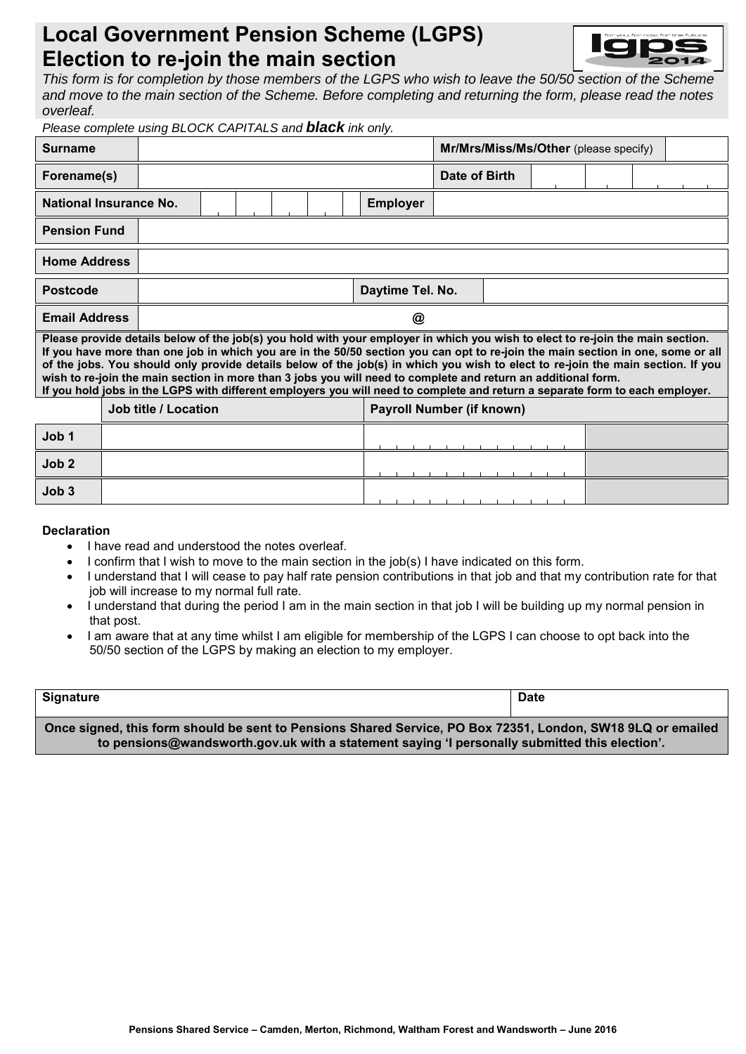# Local Government Pension Scheme (LGPS) Election to re-join the main section

*This form is for completion by those members of the LGPS who wish to leave the 50/50 section of the Scheme and move to the main section of the Scheme. Before completing and returning the form, please read the notes overleaf.*

*Please complete using BLOCK CAPITALS and **black** ink only.*

| **Surname** | | **Mr/Mrs/Miss/Ms/Other** (please specify) | |
|---|---|---|---|
| **Forename(s)** | | **Date of Birth** | |
| **National Insurance No.** | | **Employer** | |
| **Pension Fund** | | | |
| **Home Address** | | | |
| **Postcode** | | **Daytime Tel. No.** | |
| **Email Address** | @ | | |

**Please provide details below of the job(s) you hold with your employer in which you wish to elect to re-join the main section. If you have more than one job in which you are in the 50/50 section you can opt to re-join the main section in one, some or all of the jobs. You should only provide details below of the job(s) in which you wish to elect to re-join the main section. If you wish to re-join the main section in more than 3 jobs you will need to complete and return an additional form. If you hold jobs in the LGPS with different employers you will need to complete and return a separate form to each employer.**

| | Job title / Location | Payroll Number (if known) | |
|---|---|---|---|
| **Job 1** | | | |
| **Job 2** | | | |
| **Job 3** | | | |

**Declaration**

- I have read and understood the notes overleaf.
- I confirm that I wish to move to the main section in the job(s) I have indicated on this form.
- I understand that I will cease to pay half rate pension contributions in that job and that my contribution rate for that job will increase to my normal full rate.
- I understand that during the period I am in the main section in that job I will be building up my normal pension in that post.
- I am aware that at any time whilst I am eligible for membership of the LGPS I can choose to opt back into the 50/50 section of the LGPS by making an election to my employer.

| **Signature** | **Date** |
|---|---|
| | |

**Once signed, this form should be sent to Pensions Shared Service, PO Box 72351, London, SW18 9LQ or emailed to pensions@wandsworth.gov.uk with a statement saying 'I personally submitted this election'.**

**Pensions Shared Service – Camden, Merton, Richmond, Waltham Forest and Wandsworth – June 2016**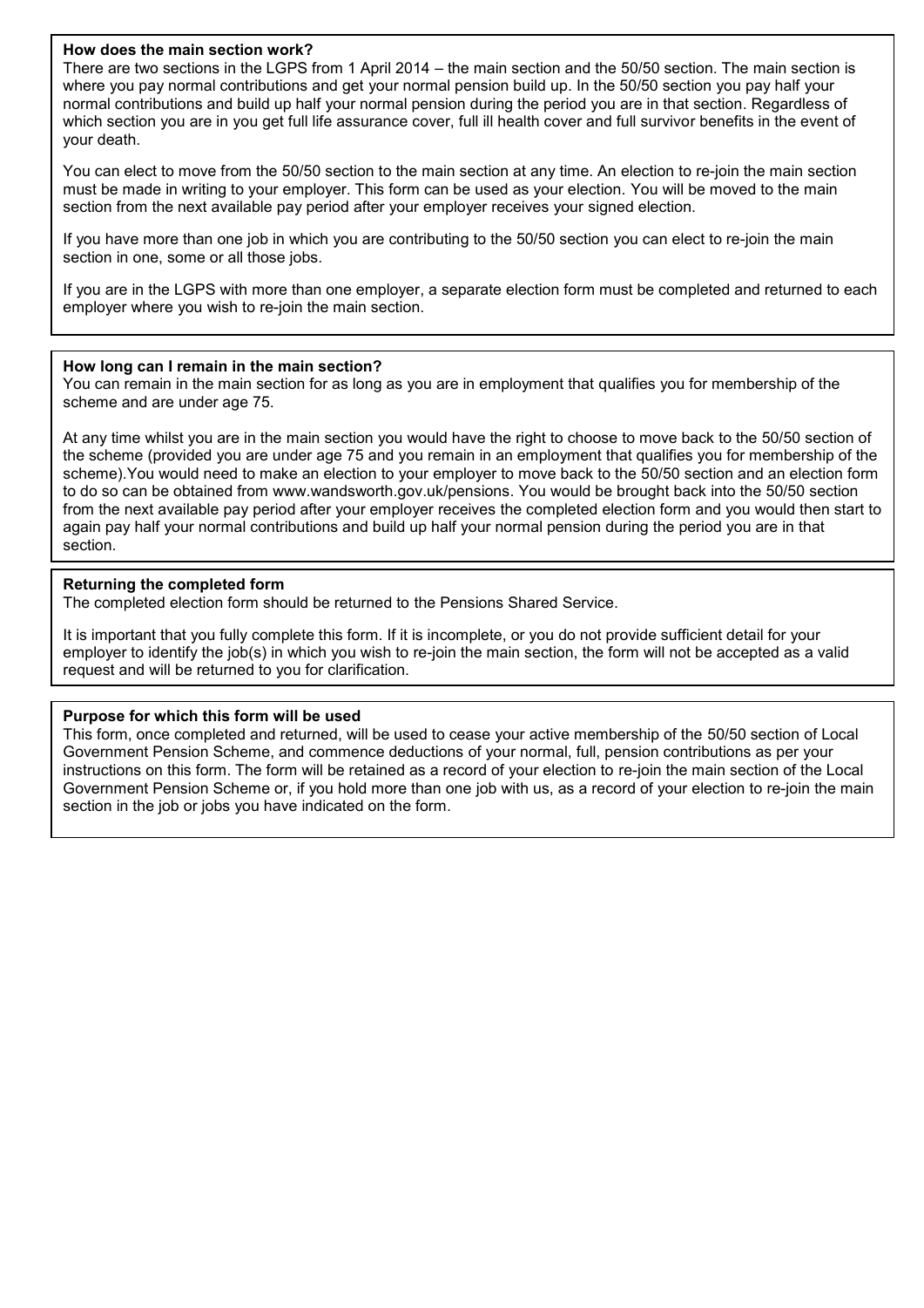**How does the main section work?**

There are two sections in the LGPS from 1 April 2014 – the main section and the 50/50 section. The main section is where you pay normal contributions and get your normal pension build up. In the 50/50 section you pay half your normal contributions and build up half your normal pension during the period you are in that section. Regardless of which section you are in you get full life assurance cover, full ill health cover and full survivor benefits in the event of your death.

You can elect to move from the 50/50 section to the main section at any time. An election to re-join the main section must be made in writing to your employer. This form can be used as your election. You will be moved to the main section from the next available pay period after your employer receives your signed election.

If you have more than one job in which you are contributing to the 50/50 section you can elect to re-join the main section in one, some or all those jobs.

If you are in the LGPS with more than one employer, a separate election form must be completed and returned to each employer where you wish to re-join the main section.

**How long can I remain in the main section?**

You can remain in the main section for as long as you are in employment that qualifies you for membership of the scheme and are under age 75.

At any time whilst you are in the main section you would have the right to choose to move back to the 50/50 section of the scheme (provided you are under age 75 and you remain in an employment that qualifies you for membership of the scheme).You would need to make an election to your employer to move back to the 50/50 section and an election form to do so can be obtained from www.wandsworth.gov.uk/pensions. You would be brought back into the 50/50 section from the next available pay period after your employer receives the completed election form and you would then start to again pay half your normal contributions and build up half your normal pension during the period you are in that section.

**Returning the completed form**

The completed election form should be returned to the Pensions Shared Service.

It is important that you fully complete this form. If it is incomplete, or you do not provide sufficient detail for your employer to identify the job(s) in which you wish to re-join the main section, the form will not be accepted as a valid request and will be returned to you for clarification.

**Purpose for which this form will be used**

This form, once completed and returned, will be used to cease your active membership of the 50/50 section of Local Government Pension Scheme, and commence deductions of your normal, full, pension contributions as per your instructions on this form. The form will be retained as a record of your election to re-join the main section of the Local Government Pension Scheme or, if you hold more than one job with us, as a record of your election to re-join the main section in the job or jobs you have indicated on the form.